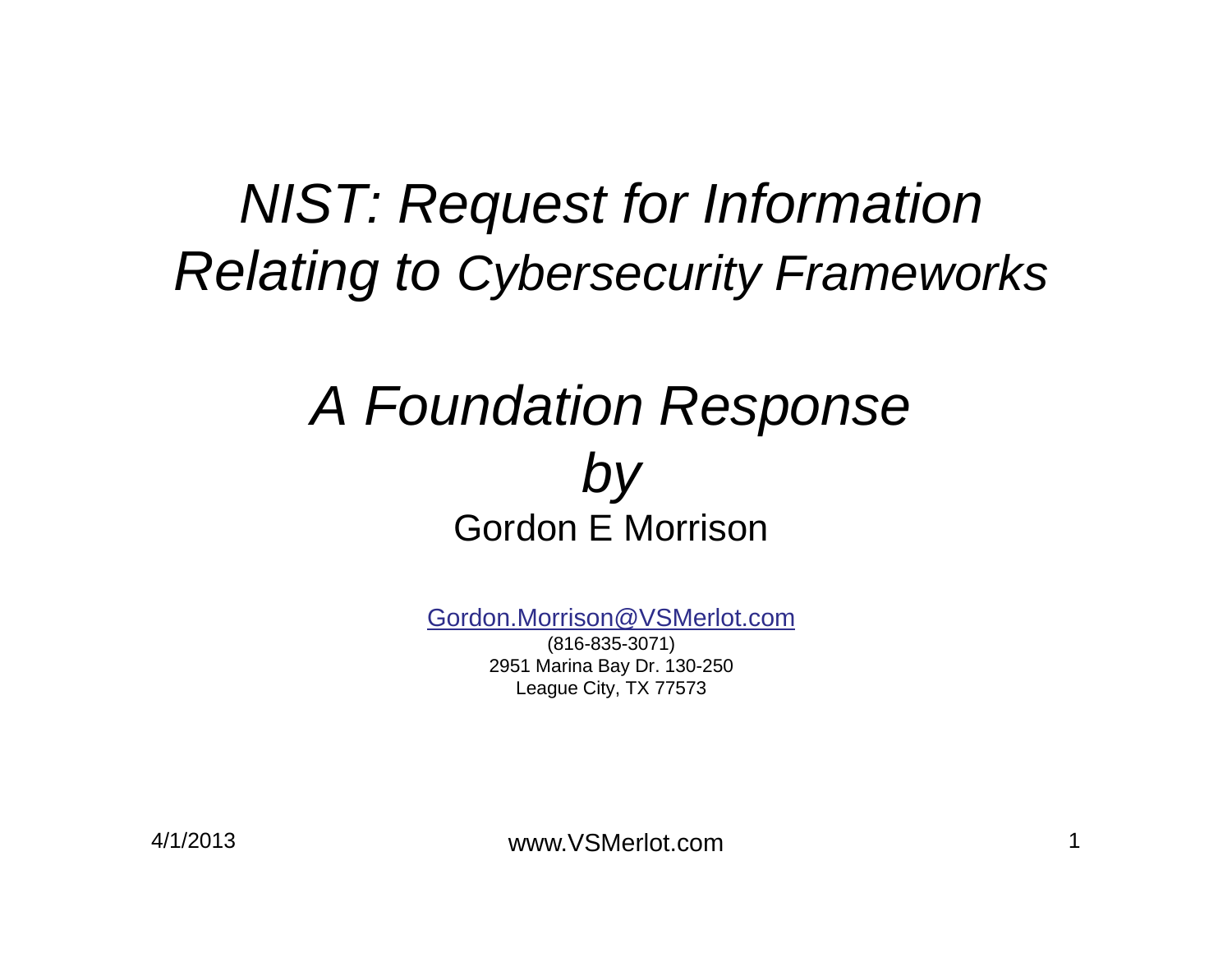# *NIST: Request for Information Relating to Cybersecurity Frameworks*

## *A Foundation Response*

## *by*

Gordon E Morrison

Gordon.Morrison@VSMerlot.com

(816-835-3071)

2951 Marina Bay Dr. 130-250

League City, TX 77573

4/1/2013

www.VSMerlot.com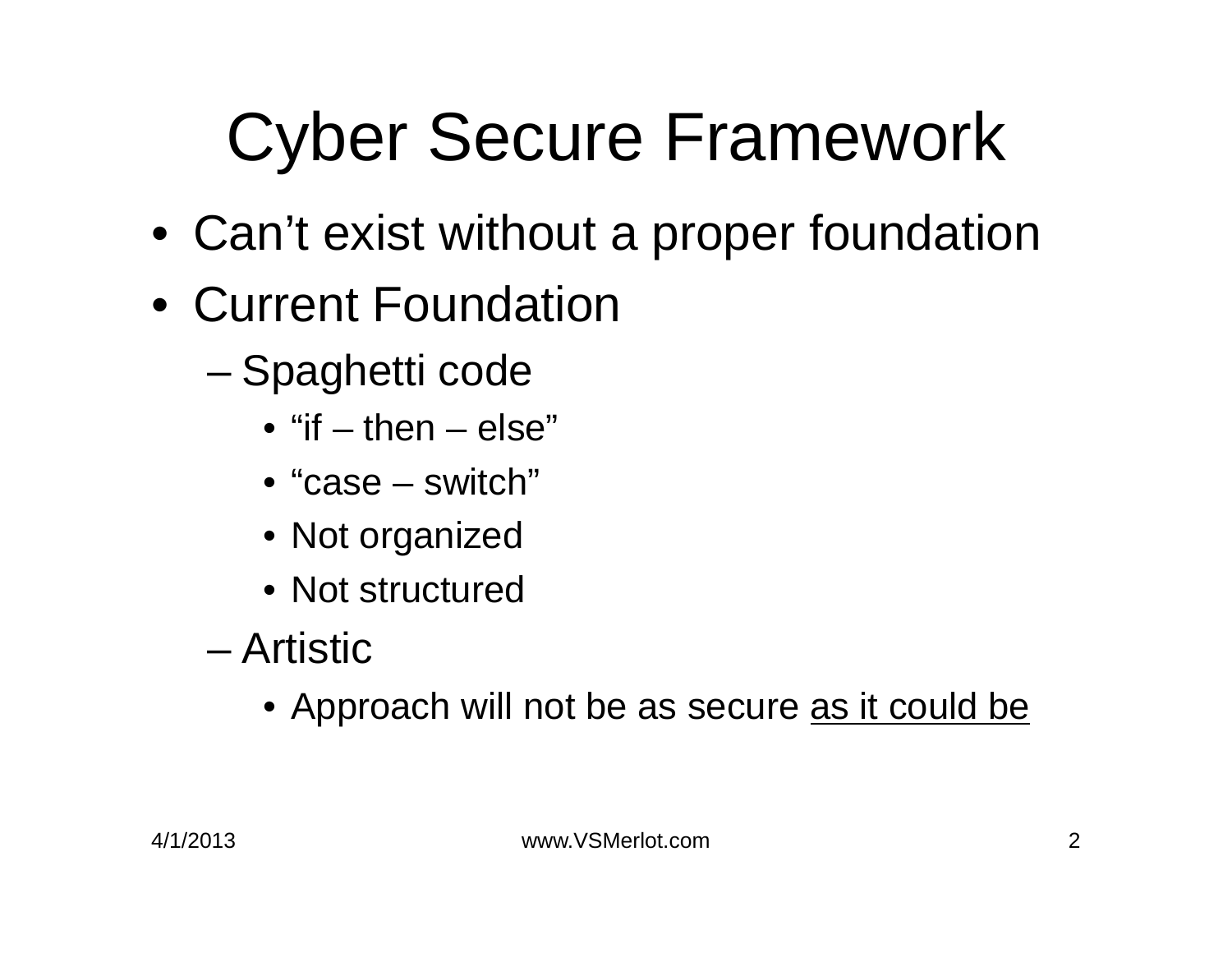# Cyber Secure Framework

- Can't exist without a proper foundation
- Current Foundation
  - Spaghetti code
    - "if – then – else"
    - "case – switch"
    - Not organized
    - Not structured
  - Artistic
    - Approach will not be as secure <u>as it could be</u>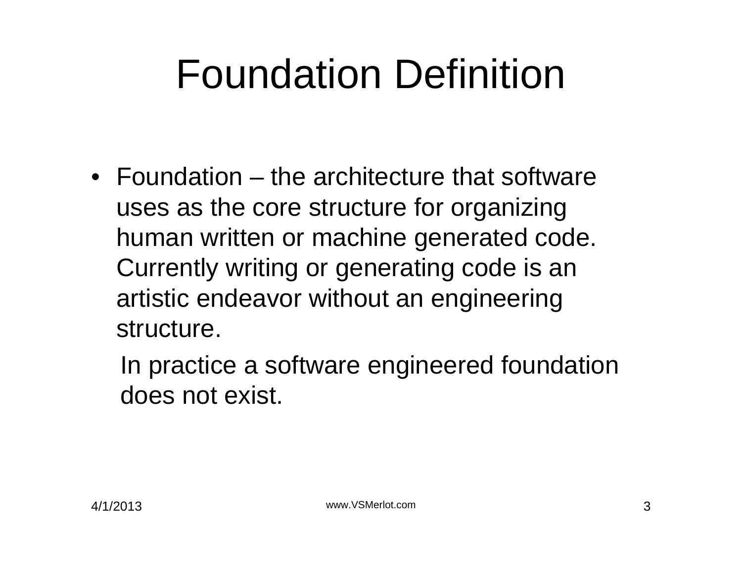# Foundation Definition

- Foundation – the architecture that software uses as the core structure for organizing human written or machine generated code. Currently writing or generating code is an artistic endeavor without an engineering structure.

  In practice a software engineered foundation does not exist.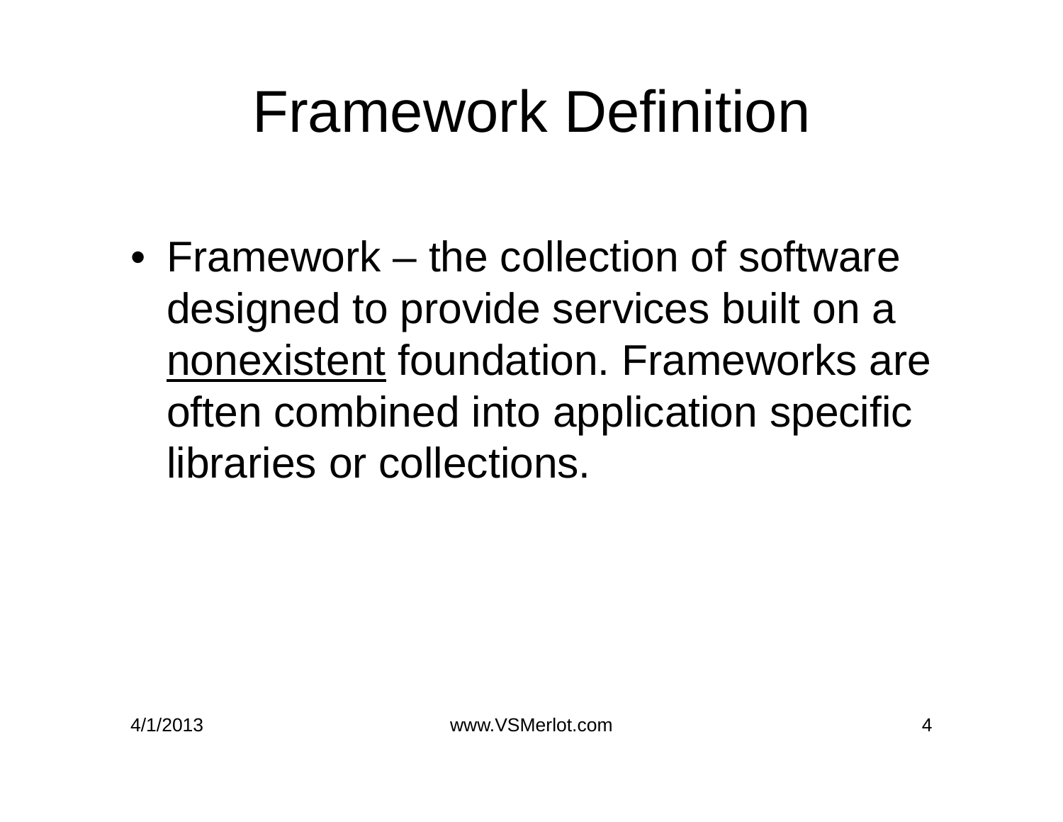# Framework Definition

- Framework – the collection of software designed to provide services built on a <u>nonexistent</u> foundation. Frameworks are often combined into application specific libraries or collections.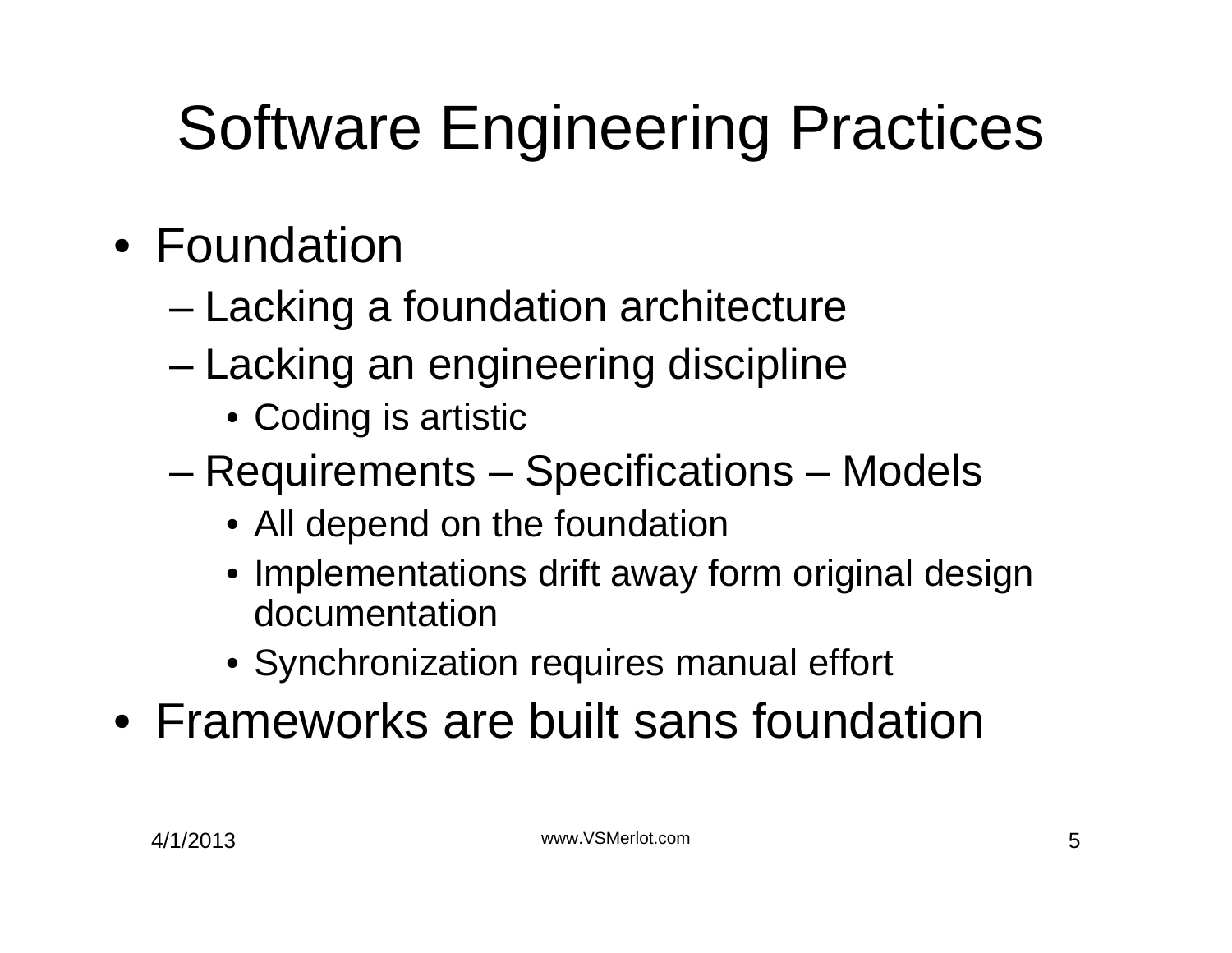# Software Engineering Practices

- Foundation
  - Lacking a foundation architecture
  - Lacking an engineering discipline
    - Coding is artistic
  - Requirements – Specifications – Models
    - All depend on the foundation
    - Implementations drift away form original design documentation
    - Synchronization requires manual effort
- Frameworks are built sans foundation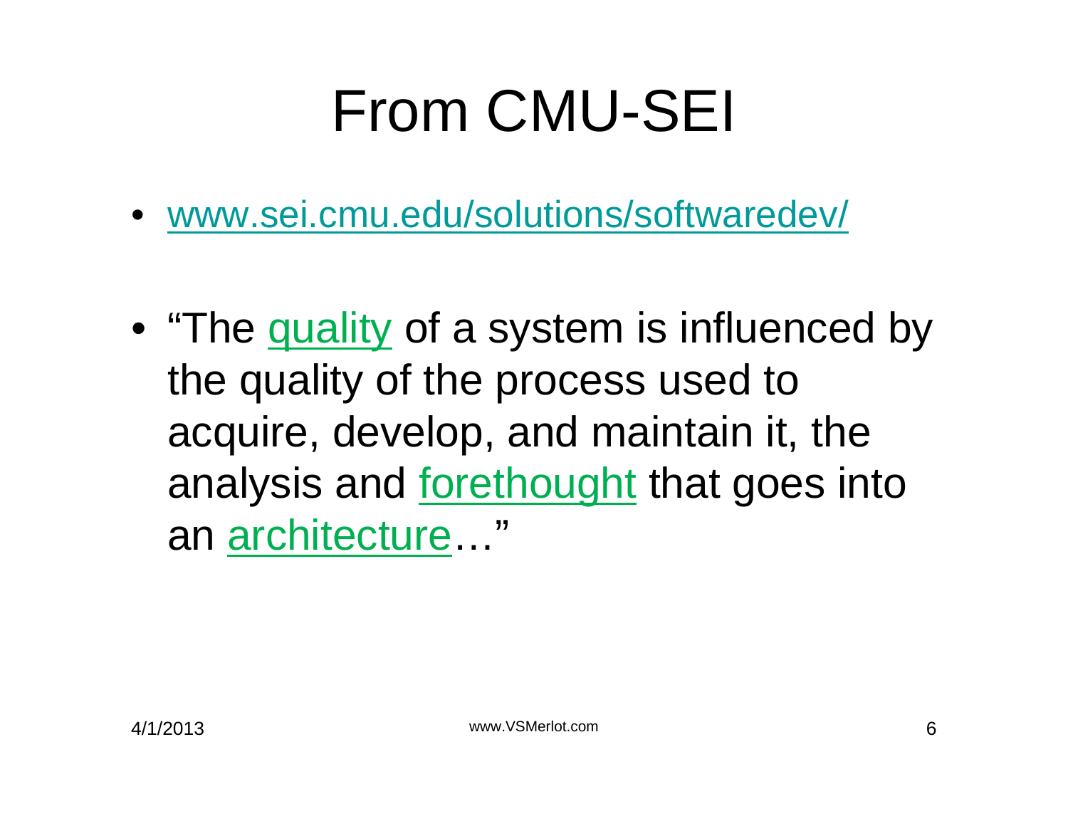# From CMU-SEI

- www.sei.cmu.edu/solutions/softwaredev/

- "The quality of a system is influenced by the quality of the process used to acquire, develop, and maintain it, the analysis and forethought that goes into an architecture…"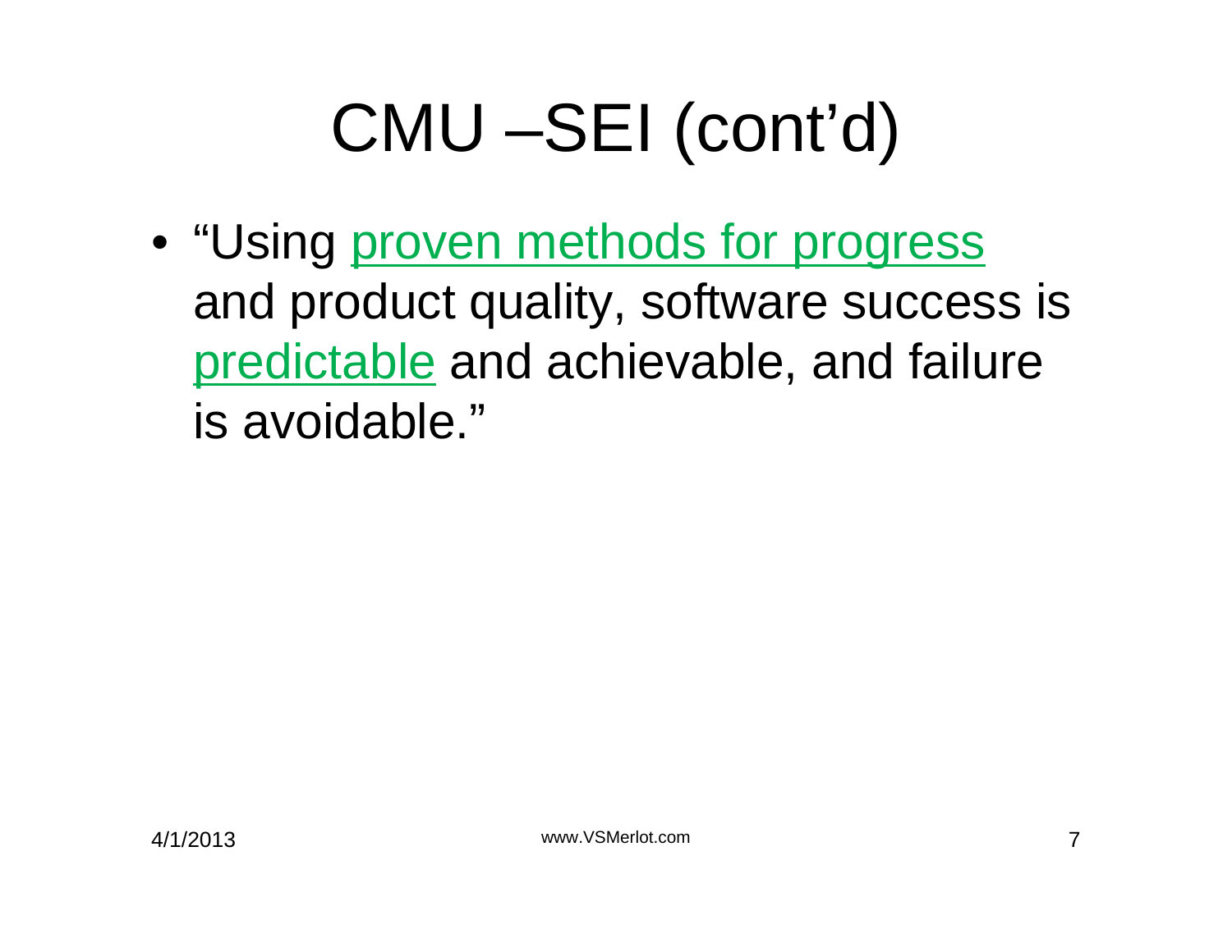# CMU –SEI (cont'd)

- "Using proven methods for progress and product quality, software success is predictable and achievable, and failure is avoidable."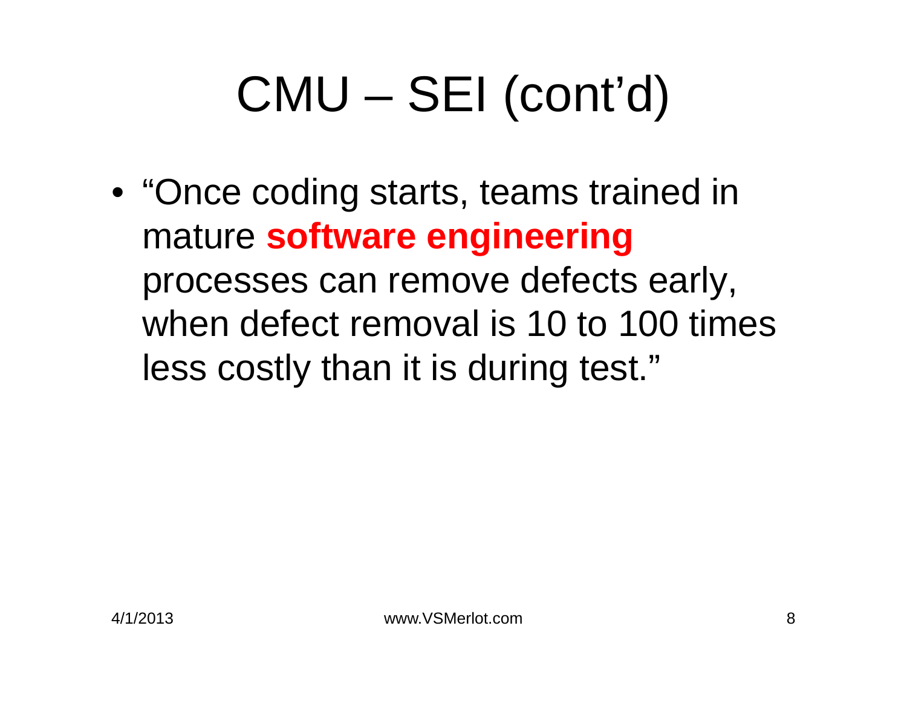# CMU – SEI (cont'd)

- "Once coding starts, teams trained in mature **software engineering** processes can remove defects early, when defect removal is 10 to 100 times less costly than it is during test."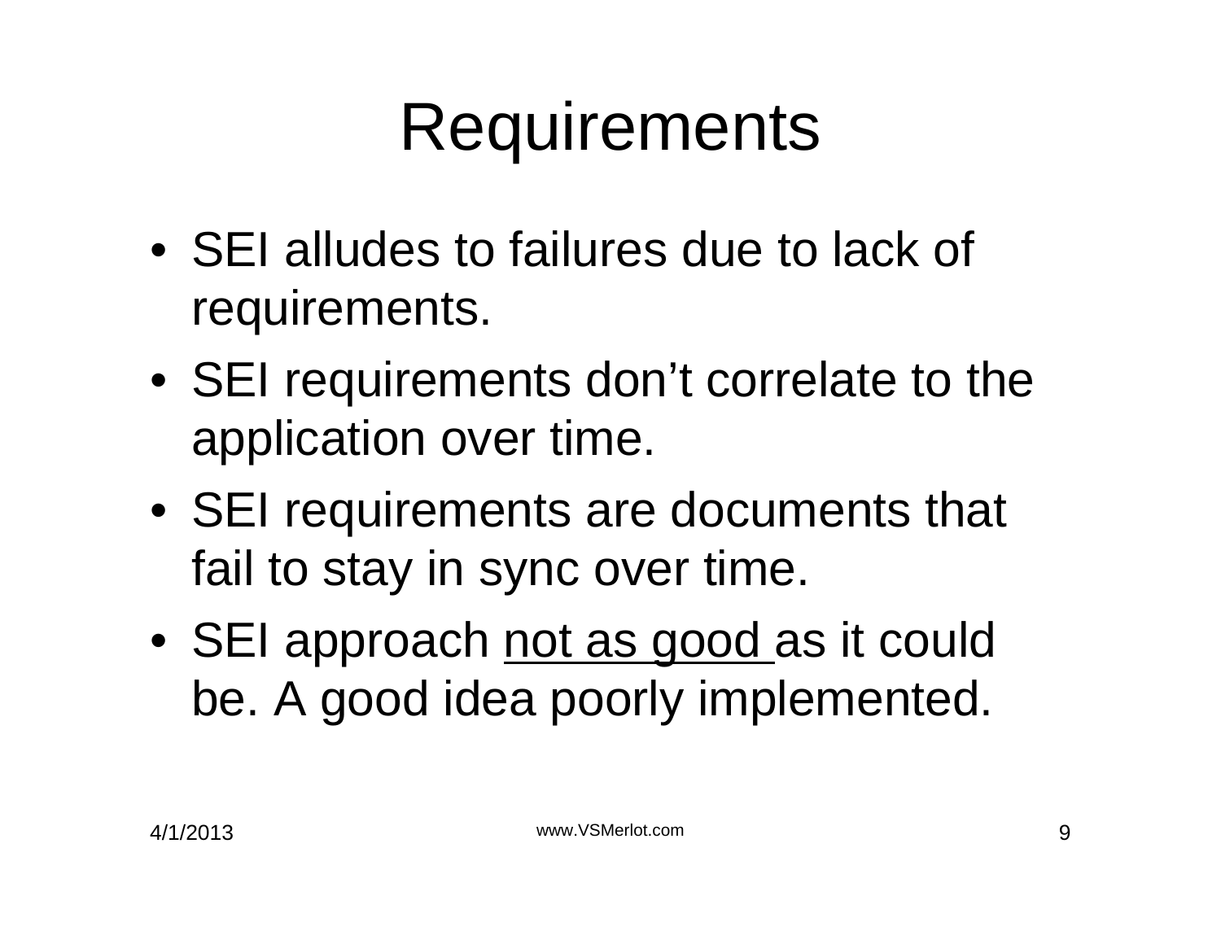# Requirements

- SEI alludes to failures due to lack of requirements.
- SEI requirements don't correlate to the application over time.
- SEI requirements are documents that fail to stay in sync over time.
- SEI approach <u>not as good</u> as it could be. A good idea poorly implemented.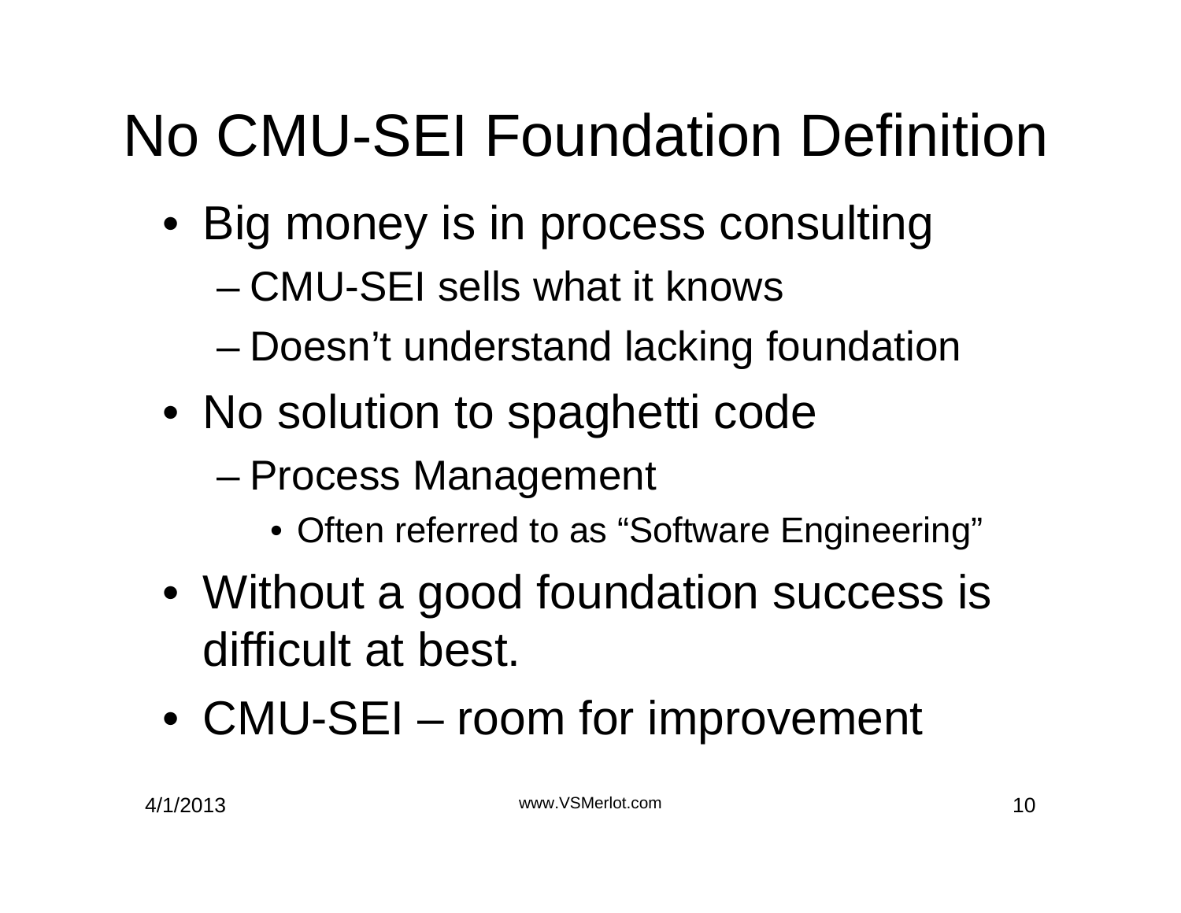# No CMU-SEI Foundation Definition

- Big money is in process consulting
  - CMU-SEI sells what it knows
  - Doesn't understand lacking foundation
- No solution to spaghetti code
  - Process Management
    - Often referred to as "Software Engineering"
- Without a good foundation success is difficult at best.
- CMU-SEI – room for improvement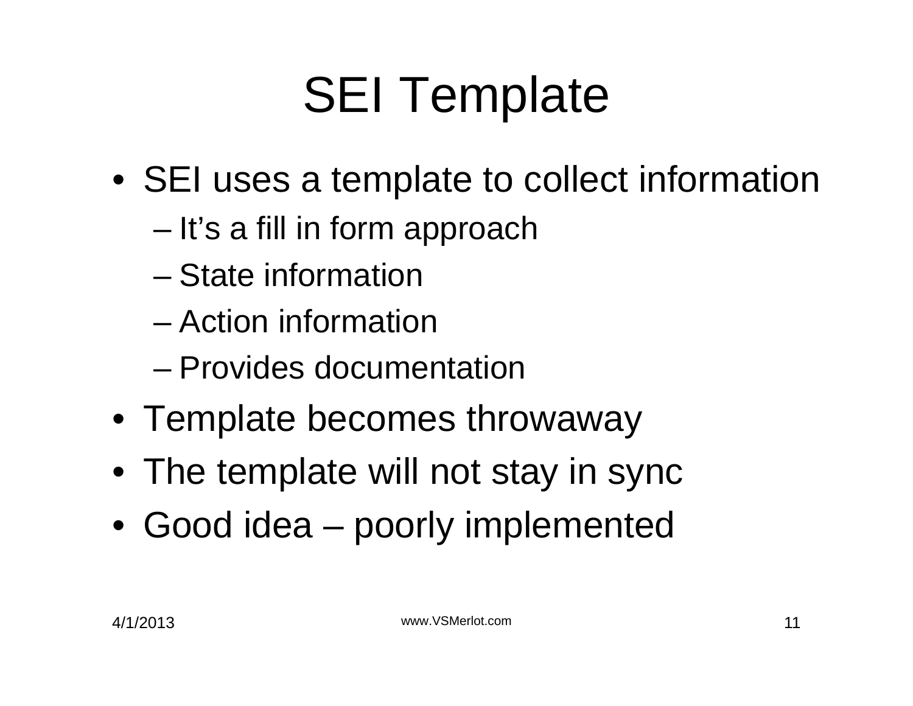# SEI Template

- SEI uses a template to collect information
  - It's a fill in form approach
  - State information
  - Action information
  - Provides documentation
- Template becomes throwaway
- The template will not stay in sync
- Good idea – poorly implemented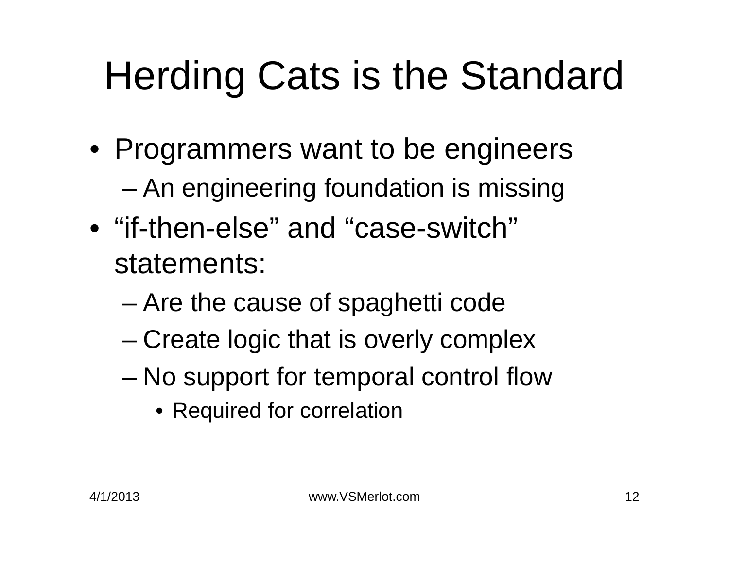# Herding Cats is the Standard

- Programmers want to be engineers
  - An engineering foundation is missing
- "if-then-else" and "case-switch" statements:
  - Are the cause of spaghetti code
  - Create logic that is overly complex
  - No support for temporal control flow
    - Required for correlation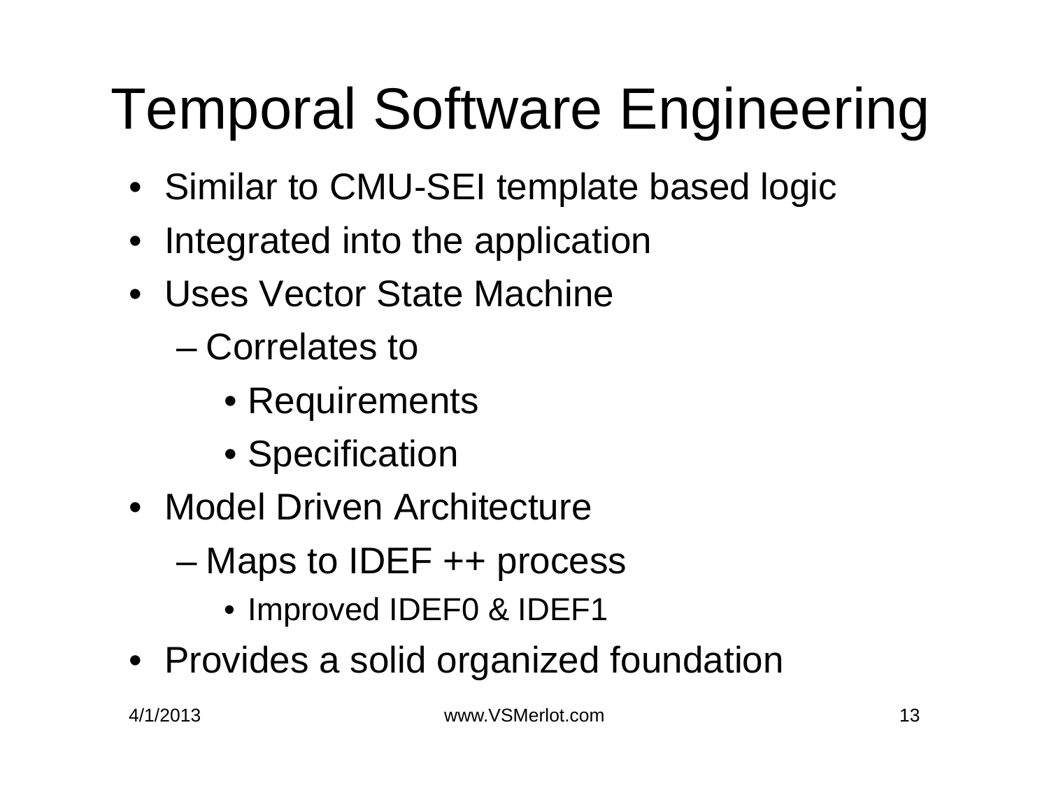# Temporal Software Engineering

- Similar to CMU-SEI template based logic
- Integrated into the application
- Uses Vector State Machine
  - Correlates to
    - Requirements
    - Specification
- Model Driven Architecture
  - Maps to IDEF ++ process
    - Improved IDEF0 & IDEF1
- Provides a solid organized foundation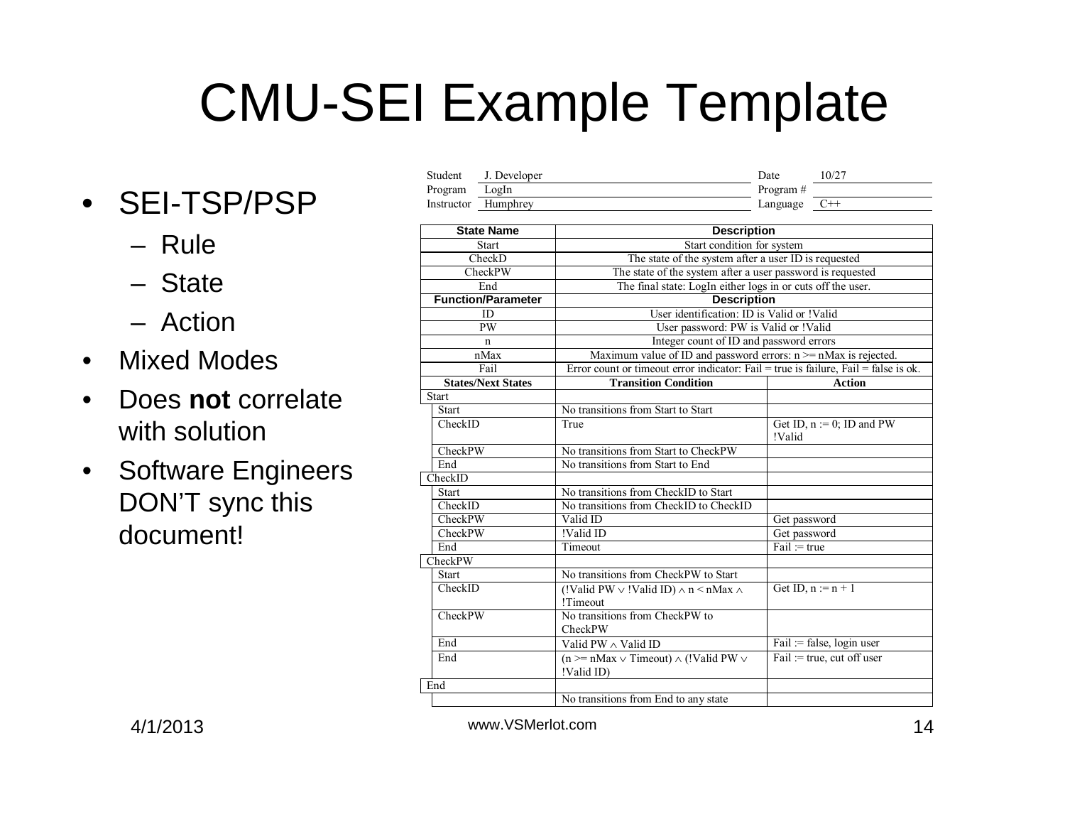# CMU-SEI Example Template

- SEI-TSP/PSP
  - Rule
  - State
  - Action
- Mixed Modes
- Does **not** correlate with solution
- Software Engineers DON'T sync this document!

| | | | |
|---|---|---|---|
| Student | J. Developer | Date | 10/27 |
| Program | LogIn | Program # | |
| Instructor | Humphrey | Language | C++ |

| State Name | Description | |
|---|---|---|
| Start | Start condition for system | |
| CheckD | The state of the system after a user ID is requested | |
| CheckPW | The state of the system after a user password is requested | |
| End | The final state: LogIn either logs in or cuts off the user. | |
| **Function/Parameter** | **Description** | |
| ID | User identification: ID is Valid or !Valid | |
| PW | User password: PW is Valid or !Valid | |
| n | Integer count of ID and password errors | |
| nMax | Maximum value of ID and password errors: n >= nMax is rejected. | |
| Fail | Error count or timeout error indicator: Fail = true is failure, Fail = false is ok. | |
| **States/Next States** | **Transition Condition** | **Action** |
| Start | | |
| Start | No transitions from Start to Start | |
| CheckID | True | Get ID, n := 0; ID and PW !Valid |
| CheckPW | No transitions from Start to CheckPW | |
| End | No transitions from Start to End | |
| CheckID | | |
| Start | No transitions from CheckID to Start | |
| CheckID | No transitions from CheckID to CheckID | |
| CheckPW | Valid ID | Get password |
| CheckPW | !Valid ID | Get password |
| End | Timeout | Fail := true |
| CheckPW | | |
| Start | No transitions from CheckPW to Start | |
| CheckID | $(!\text{Valid PW} \vee !\text{Valid ID}) \wedge n < nMax \wedge !\text{Timeout}$ | Get ID, n := n + 1 |
| CheckPW | No transitions from CheckPW to CheckPW | |
| End | $\text{Valid PW} \wedge \text{Valid ID}$ | Fail := false, login user |
| End | $(n >= nMax \vee \text{Timeout}) \wedge (!\text{Valid PW} \vee !\text{Valid ID})$ | Fail := true, cut off user |
| End | | |
| | No transitions from End to any state | |

4/1/2013 www.VSMerlot.com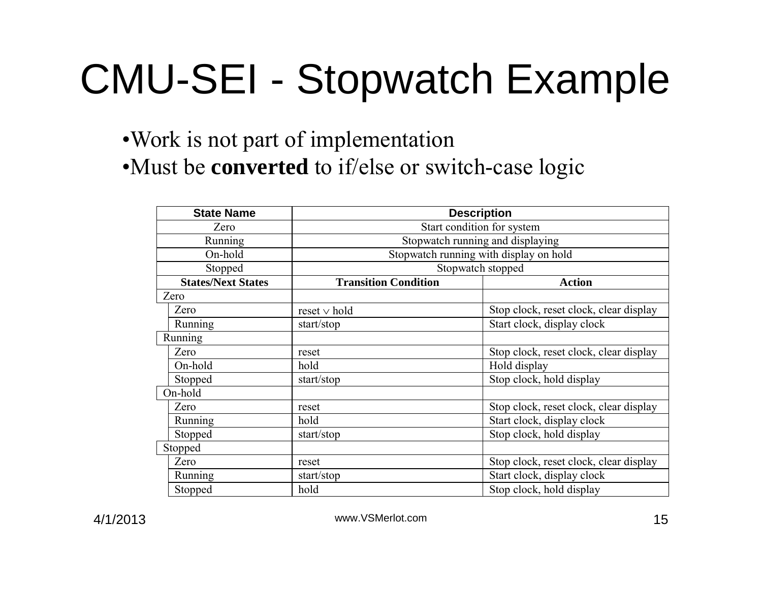# CMU-SEI - Stopwatch Example

- Work is not part of implementation
- Must be **converted** to if/else or switch-case logic

| State Name | Description | |
|---|---|---|
| Zero | Start condition for system | |
| Running | Stopwatch running and displaying | |
| On-hold | Stopwatch running with display on hold | |
| Stopped | Stopwatch stopped | |
| **States/Next States** | **Transition Condition** | **Action** |
| Zero | | |
| Zero | reset $\vee$ hold | Stop clock, reset clock, clear display |
| Running | start/stop | Start clock, display clock |
| Running | | |
| Zero | reset | Stop clock, reset clock, clear display |
| On-hold | hold | Hold display |
| Stopped | start/stop | Stop clock, hold display |
| On-hold | | |
| Zero | reset | Stop clock, reset clock, clear display |
| Running | hold | Start clock, display clock |
| Stopped | start/stop | Stop clock, hold display |
| Stopped | | |
| Zero | reset | Stop clock, reset clock, clear display |
| Running | start/stop | Start clock, display clock |
| Stopped | hold | Stop clock, hold display |

4/1/2013 www.VSMerlot.com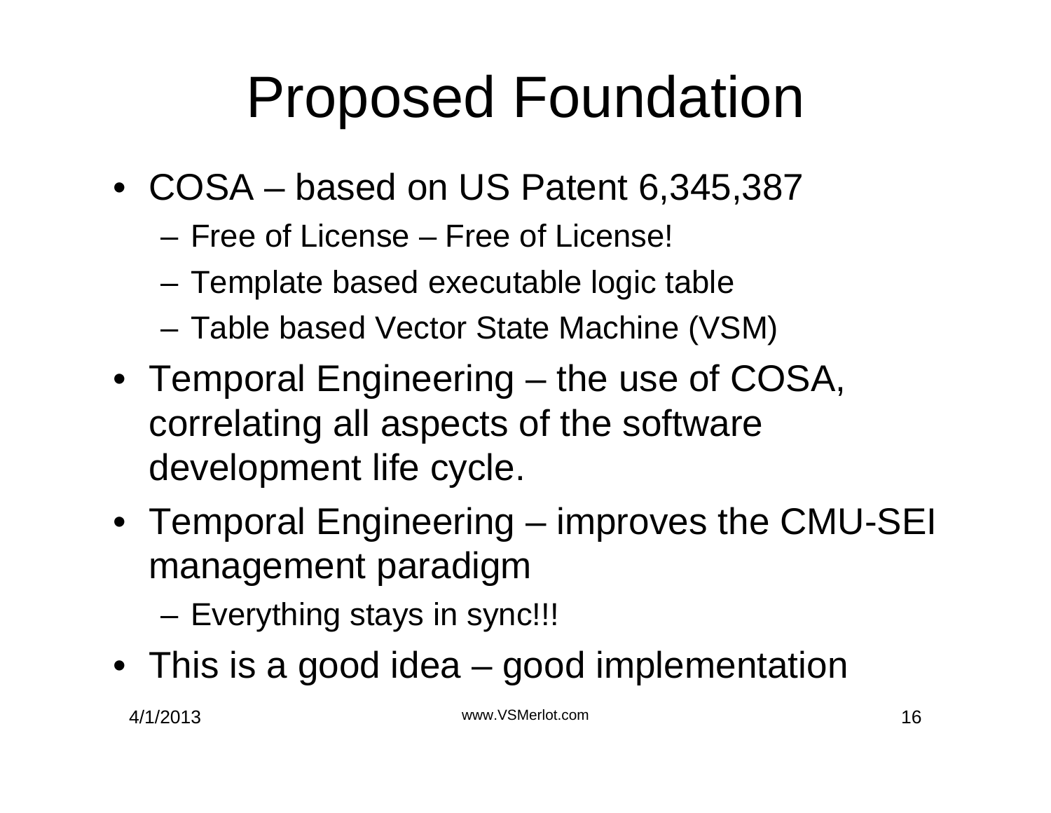# Proposed Foundation

- COSA – based on US Patent 6,345,387
  - Free of License – Free of License!
  - Template based executable logic table
  - Table based Vector State Machine (VSM)
- Temporal Engineering – the use of COSA, correlating all aspects of the software development life cycle.
- Temporal Engineering – improves the CMU-SEI management paradigm
  - Everything stays in sync!!!
- This is a good idea – good implementation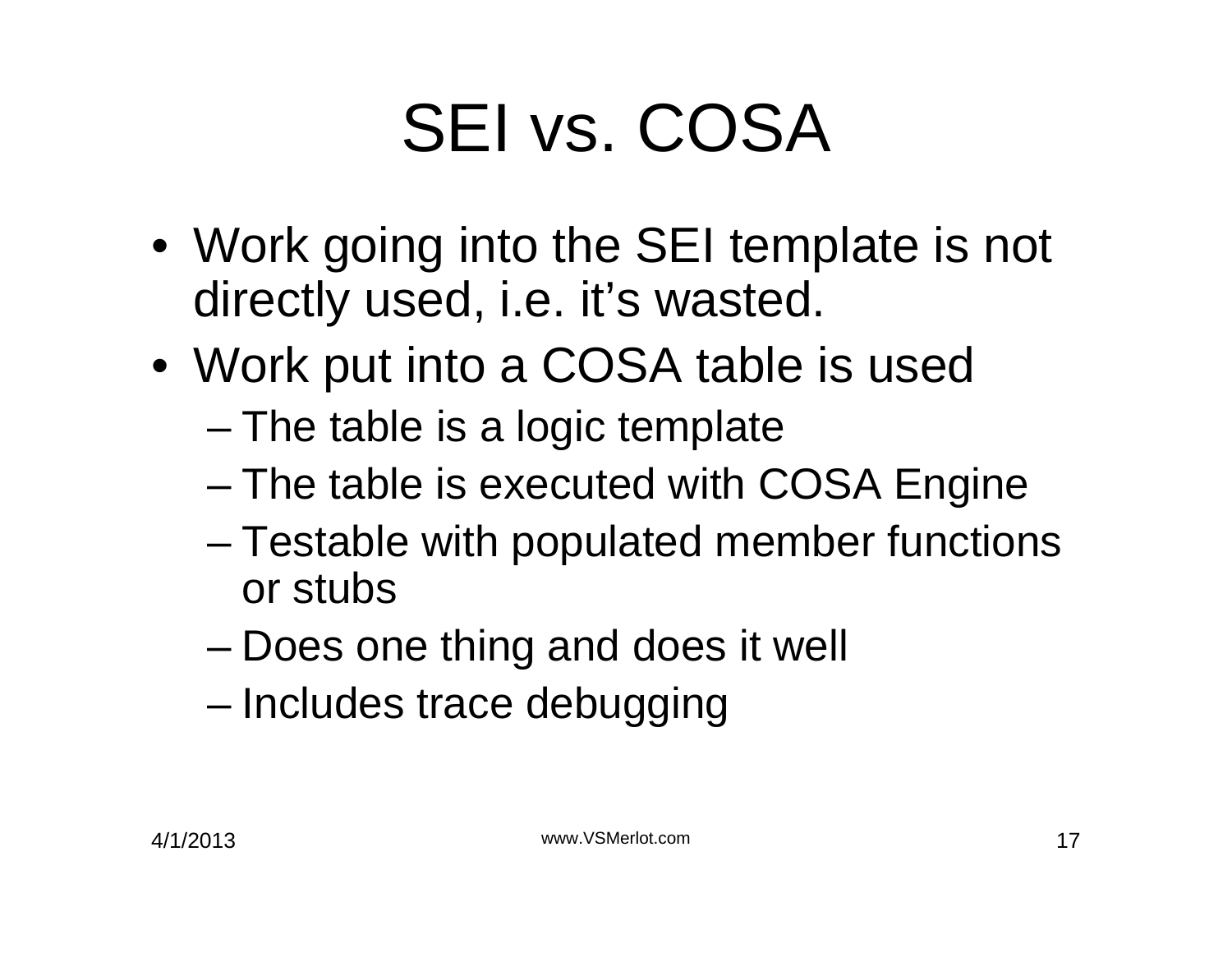# SEI vs. COSA

- Work going into the SEI template is not directly used, i.e. it's wasted.
- Work put into a COSA table is used
  - The table is a logic template
  - The table is executed with COSA Engine
  - Testable with populated member functions or stubs
  - Does one thing and does it well
  - Includes trace debugging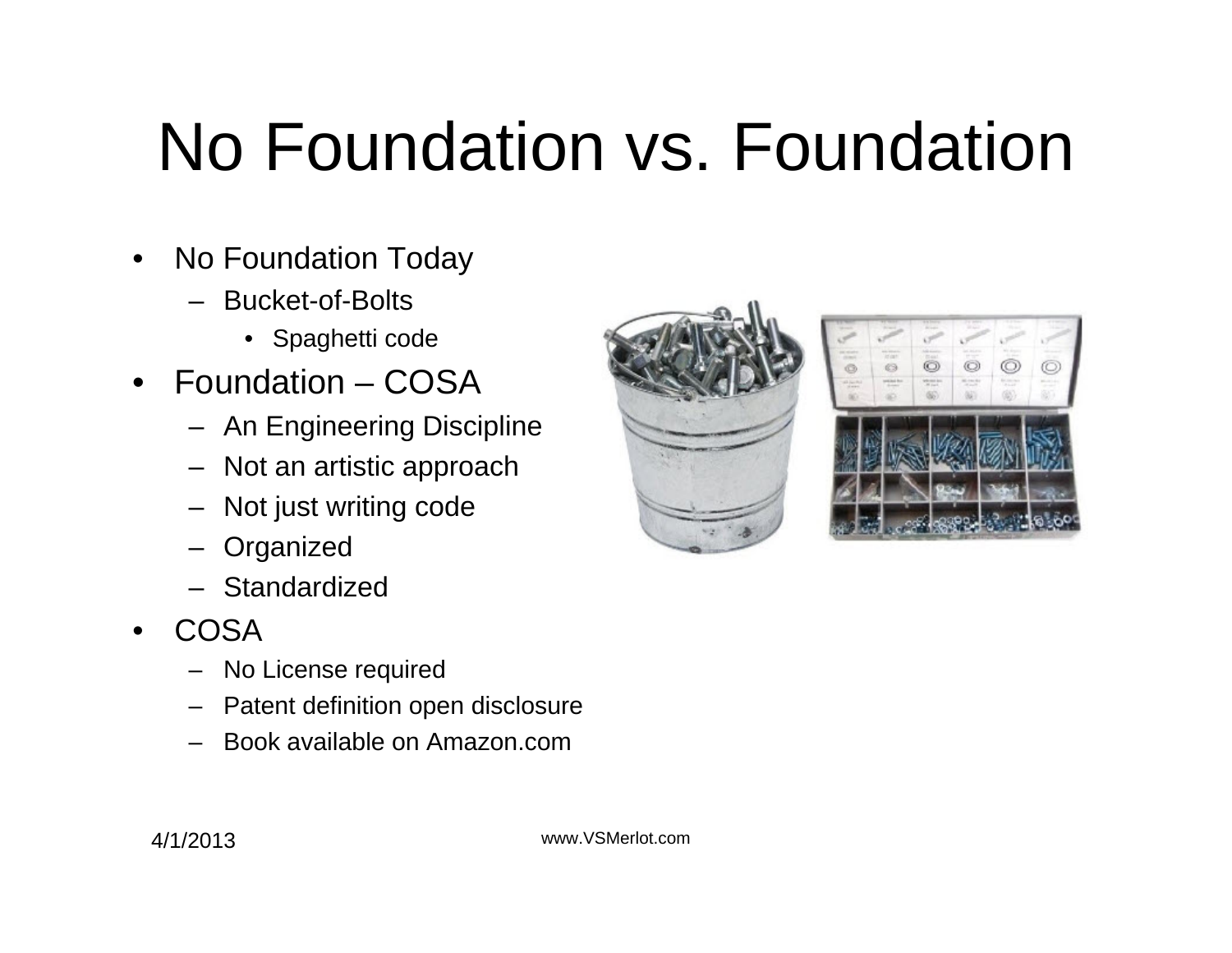# No Foundation vs. Foundation

- No Foundation Today
  - Bucket-of-Bolts
    - Spaghetti code
- Foundation – COSA
  - An Engineering Discipline
  - Not an artistic approach
  - Not just writing code
  - Organized
  - Standardized
- COSA
  - No License required
  - Patent definition open disclosure
  - Book available on Amazon.com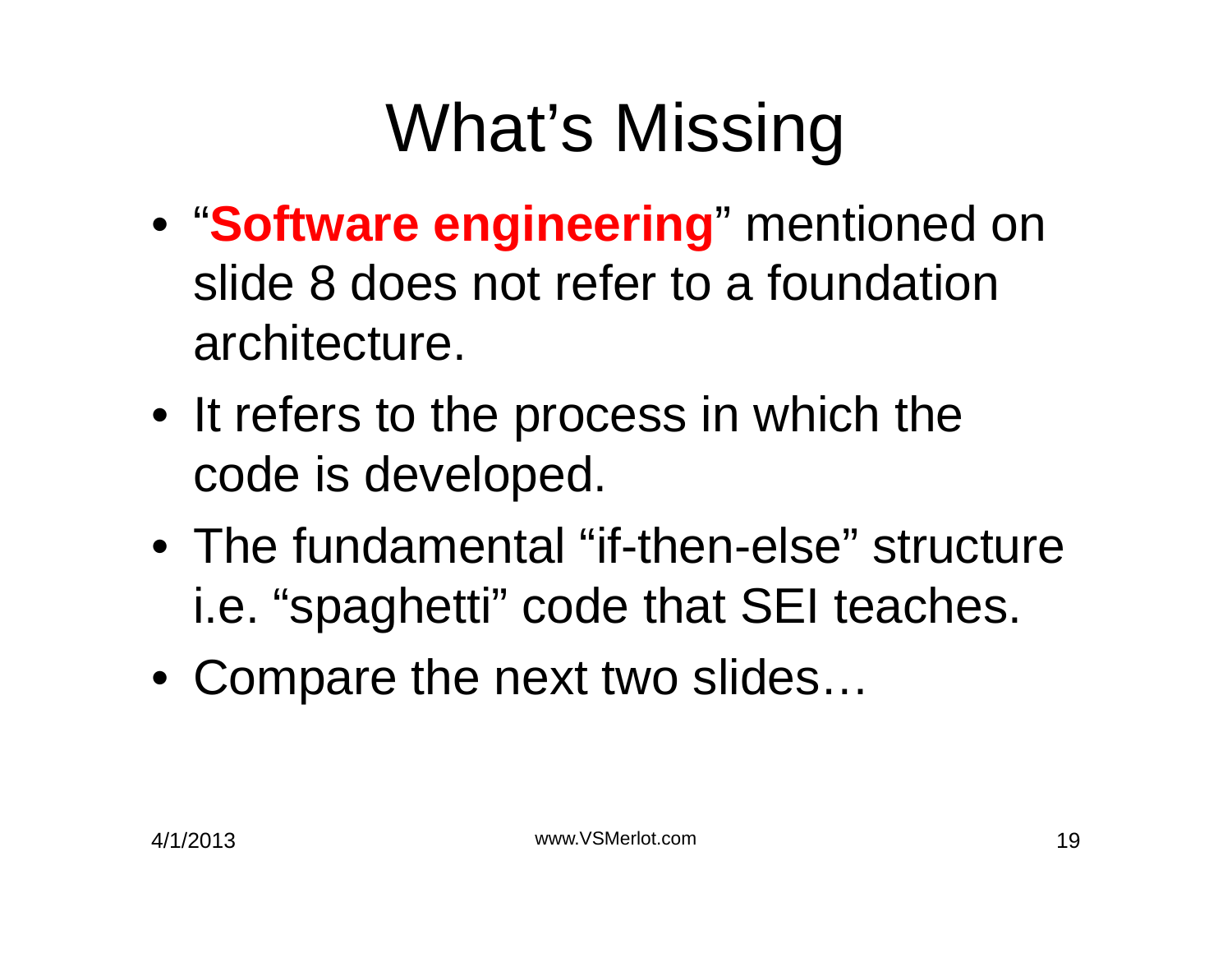# What's Missing

- "**Software engineering**" mentioned on slide 8 does not refer to a foundation architecture.
- It refers to the process in which the code is developed.
- The fundamental "if-then-else" structure i.e. "spaghetti" code that SEI teaches.
- Compare the next two slides…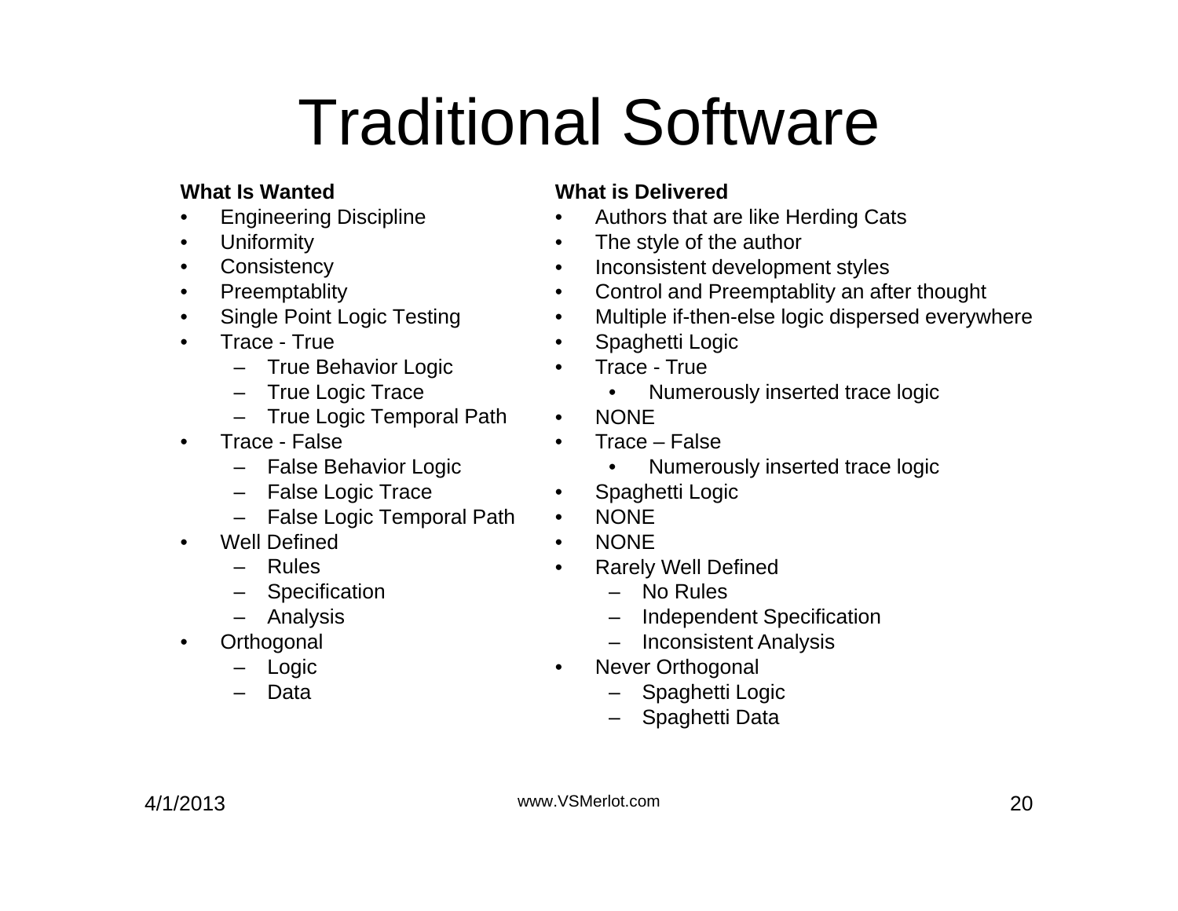# Traditional Software

**What Is Wanted**

- Engineering Discipline
- Uniformity
- Consistency
- Preemptablity
- Single Point Logic Testing
- Trace - True
  - True Behavior Logic
  - True Logic Trace
  - True Logic Temporal Path
- Trace - False
  - False Behavior Logic
  - False Logic Trace
  - False Logic Temporal Path
- Well Defined
  - Rules
  - Specification
  - Analysis
- Orthogonal
  - Logic
  - Data

**What is Delivered**

- Authors that are like Herding Cats
- The style of the author
- Inconsistent development styles
- Control and Preemptablity an after thought
- Multiple if-then-else logic dispersed everywhere
- Spaghetti Logic
- Trace - True
  - Numerously inserted trace logic
- NONE
- Trace – False
  - Numerously inserted trace logic
- Spaghetti Logic
- NONE
- NONE
- Rarely Well Defined
  - No Rules
  - Independent Specification
  - Inconsistent Analysis
- Never Orthogonal
  - Spaghetti Logic
  - Spaghetti Data

4/1/2013

www.VSMerlot.com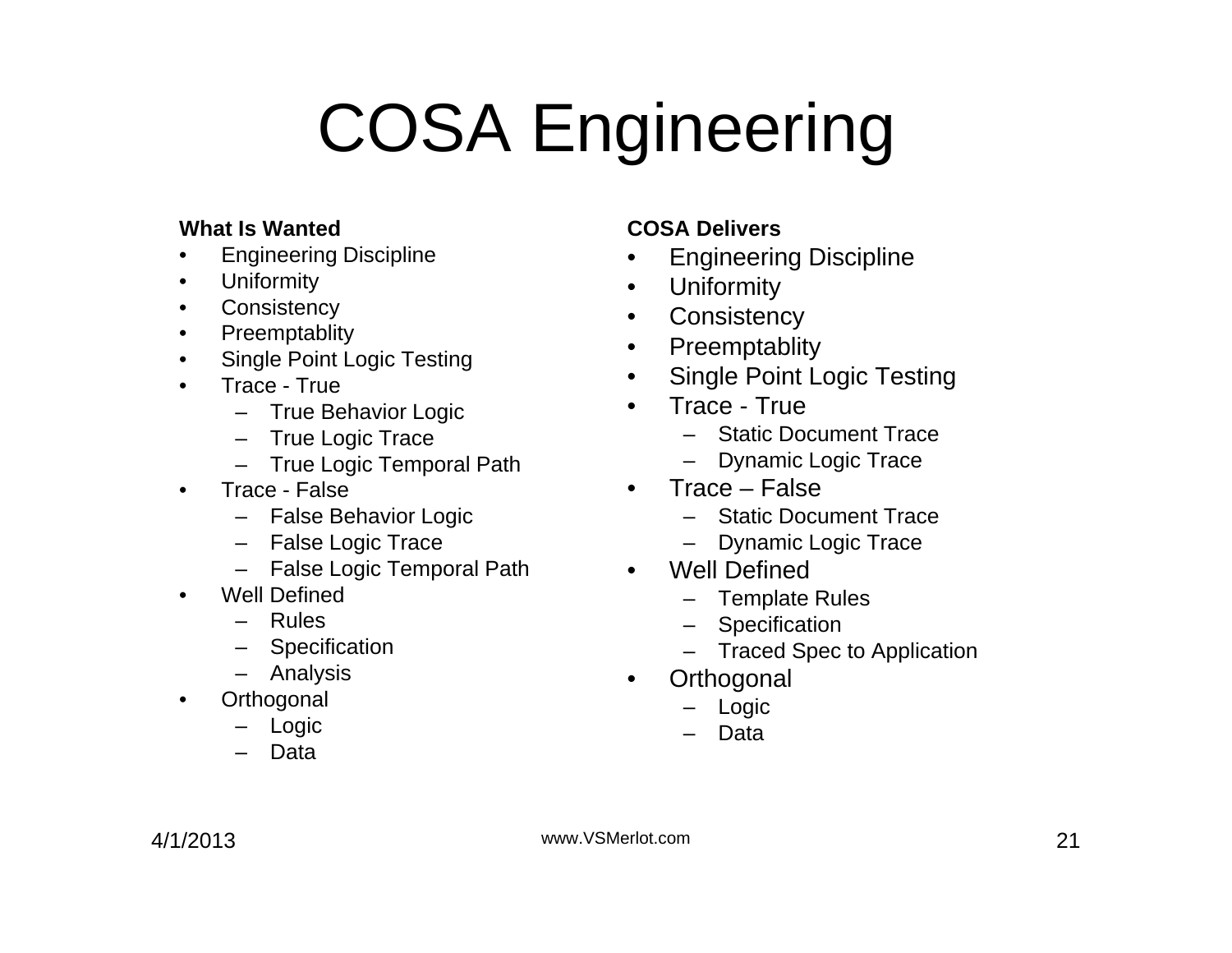# COSA Engineering

**What Is Wanted**

- Engineering Discipline
- Uniformity
- Consistency
- Preemptablity
- Single Point Logic Testing
- Trace - True
  - True Behavior Logic
  - True Logic Trace
  - True Logic Temporal Path
- Trace - False
  - False Behavior Logic
  - False Logic Trace
  - False Logic Temporal Path
- Well Defined
  - Rules
  - Specification
  - Analysis
- Orthogonal
  - Logic
  - Data

**COSA Delivers**

- Engineering Discipline
- Uniformity
- Consistency
- Preemptablity
- Single Point Logic Testing
- Trace - True
  - Static Document Trace
  - Dynamic Logic Trace
- Trace – False
  - Static Document Trace
  - Dynamic Logic Trace
- Well Defined
  - Template Rules
  - Specification
  - Traced Spec to Application
- Orthogonal
  - Logic
  - Data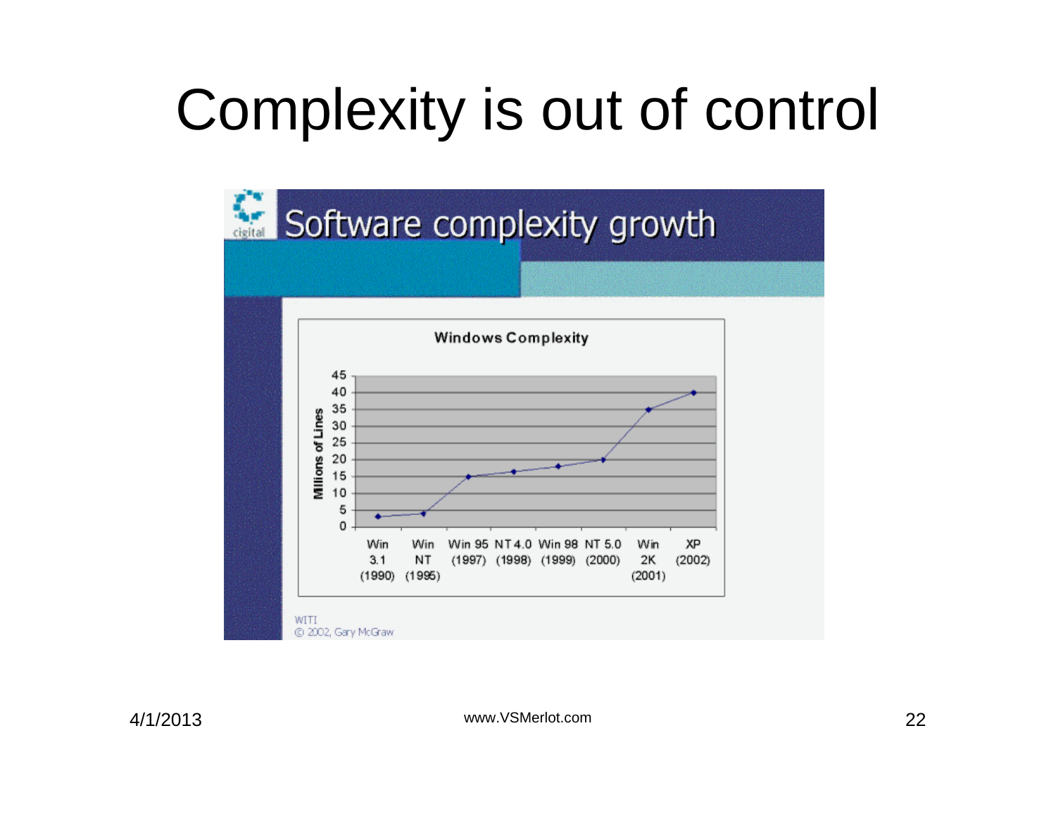# Complexity is out of control

Software complexity growth

Windows Complexity

| Version | Millions of Lines |
| --- | --- |
| Win 3.1 (1990) | 3 |
| Win NT (1995) | 4 |
| Win 95 (1997) | 15 |
| NT 4.0 (1998) | 16.5 |
| Win 98 (1999) | 18 |
| NT 5.0 (2000) | 20 |
| Win 2K (2001) | 35 |
| XP (2002) | 40 |

WITI
© 2002, Gary McGraw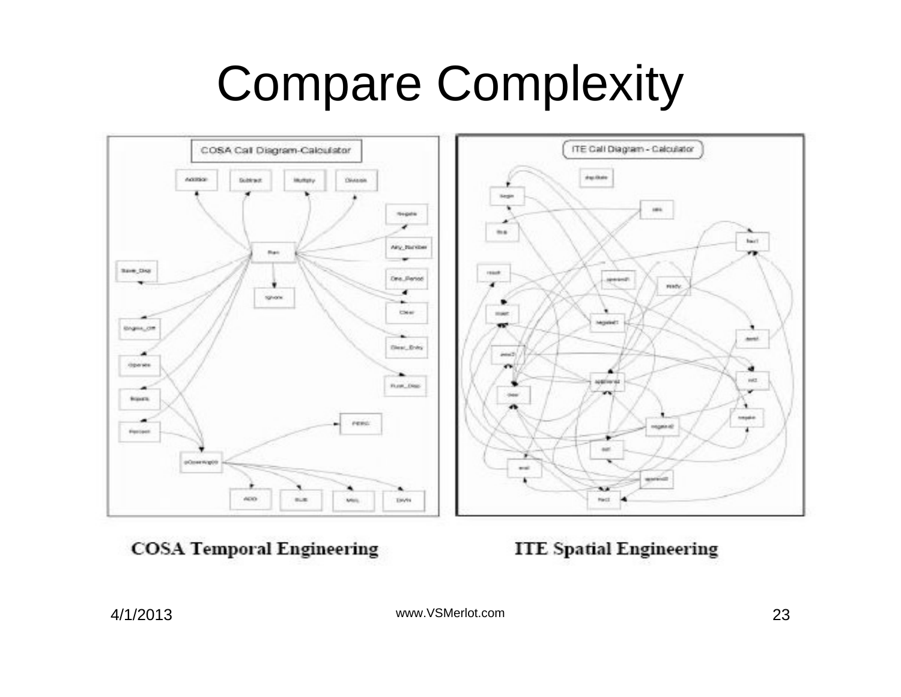# Compare Complexity

COSA Temporal Engineering

ITE Spatial Engineering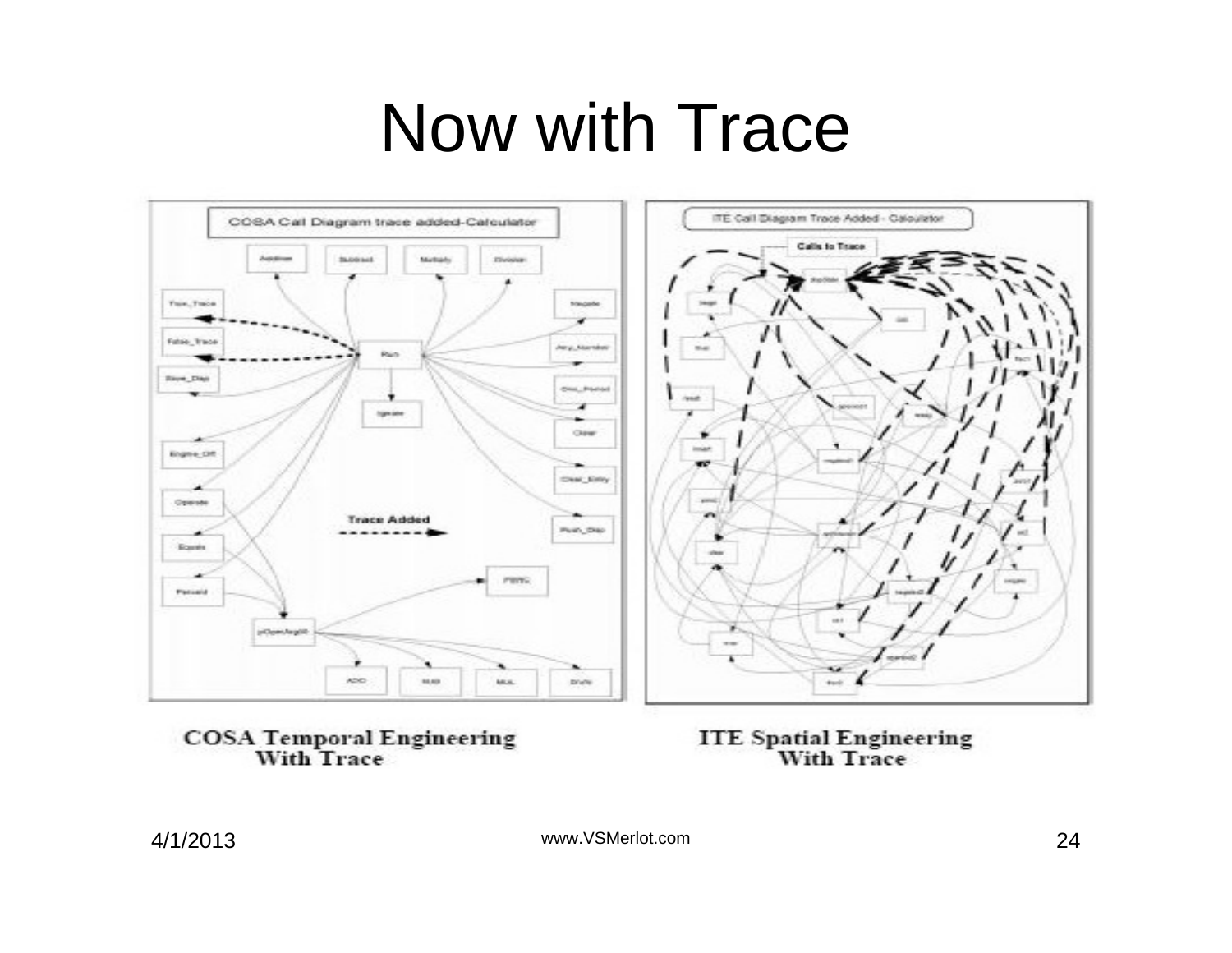# Now with Trace

COSA Temporal Engineering
With Trace

ITE Spatial Engineering
With Trace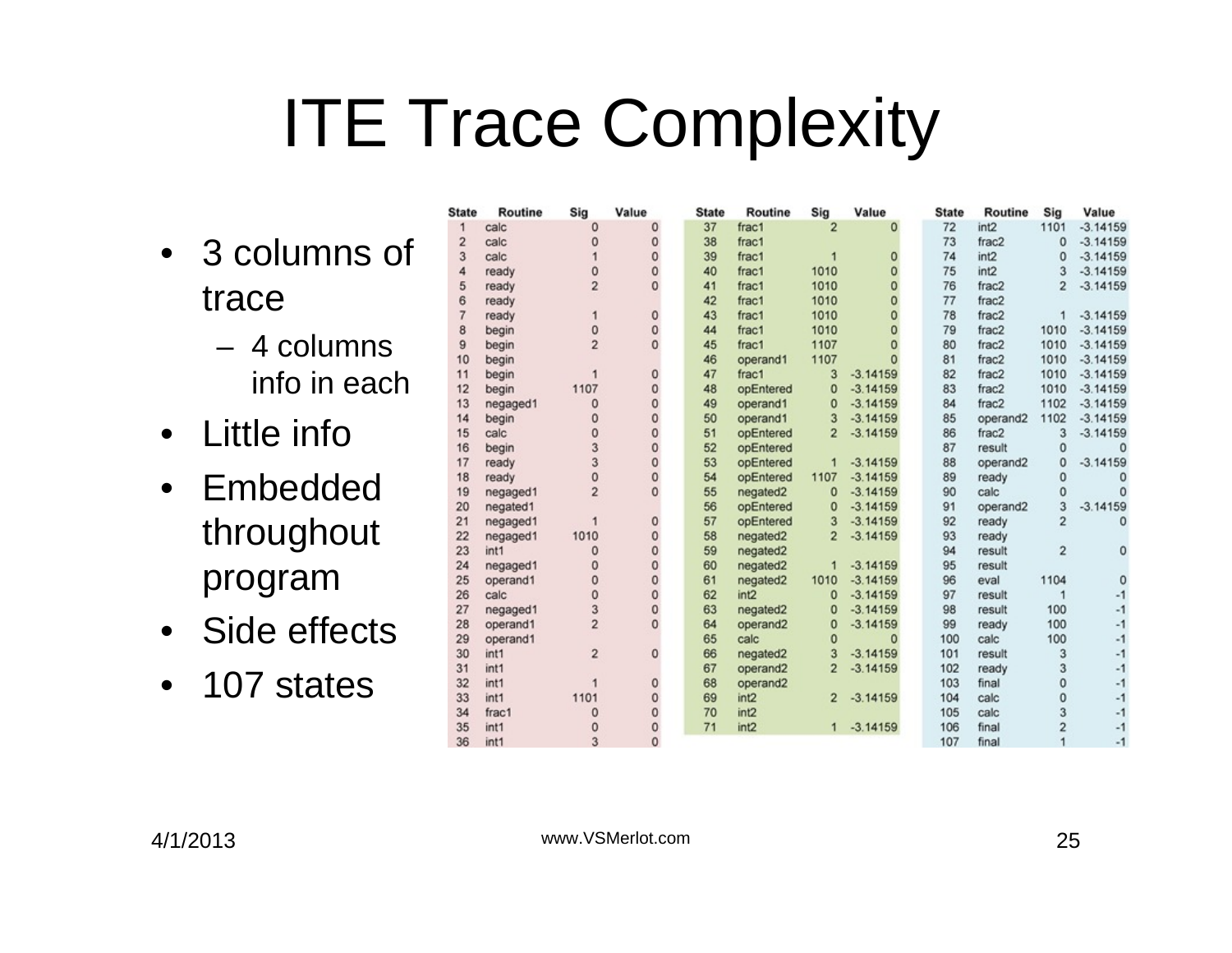# ITE Trace Complexity

- 3 columns of trace
  - 4 columns info in each
- Little info
- Embedded throughout program
- Side effects
- 107 states

| State | Routine | Sig | Value |
|---|---|---|---|
| 1 | calc | 0 | 0 |
| 2 | calc | 0 | 0 |
| 3 | calc | 1 | 0 |
| 4 | ready | 0 | 0 |
| 5 | ready | 2 | 0 |
| 6 | ready | | |
| 7 | ready | 1 | 0 |
| 8 | begin | 0 | 0 |
| 9 | begin | 2 | 0 |
| 10 | begin | | |
| 11 | begin | 1 | 0 |
| 12 | begin | 1107 | 0 |
| 13 | negaged1 | 0 | 0 |
| 14 | begin | 0 | 0 |
| 15 | calc | 0 | 0 |
| 16 | begin | 3 | 0 |
| 17 | ready | 3 | 0 |
| 18 | ready | 0 | 0 |
| 19 | negaged1 | 2 | 0 |
| 20 | negated1 | | |
| 21 | negaged1 | 1 | 0 |
| 22 | negaged1 | 1010 | 0 |
| 23 | int1 | 0 | 0 |
| 24 | negaged1 | 0 | 0 |
| 25 | operand1 | 0 | 0 |
| 26 | calc | 0 | 0 |
| 27 | negaged1 | 3 | 0 |
| 28 | operand1 | 2 | 0 |
| 29 | operand1 | | |
| 30 | int1 | 2 | 0 |
| 31 | int1 | | |
| 32 | int1 | 1 | 0 |
| 33 | int1 | 1101 | 0 |
| 34 | frac1 | 0 | 0 |
| 35 | int1 | 0 | 0 |
| 36 | int1 | 3 | 0 |

| State | Routine | Sig | Value |
|---|---|---|---|
| 37 | frac1 | 2 | 0 |
| 38 | frac1 | | |
| 39 | frac1 | 1 | 0 |
| 40 | frac1 | 1010 | 0 |
| 41 | frac1 | 1010 | 0 |
| 42 | frac1 | 1010 | 0 |
| 43 | frac1 | 1010 | 0 |
| 44 | frac1 | 1010 | 0 |
| 45 | frac1 | 1107 | 0 |
| 46 | operand1 | 1107 | 0 |
| 47 | frac1 | 3 | -3.14159 |
| 48 | opEntered | 0 | -3.14159 |
| 49 | operand1 | 0 | -3.14159 |
| 50 | operand1 | 3 | -3.14159 |
| 51 | opEntered | 2 | -3.14159 |
| 52 | opEntered | | |
| 53 | opEntered | 1 | -3.14159 |
| 54 | opEntered | 1107 | -3.14159 |
| 55 | negated2 | 0 | -3.14159 |
| 56 | opEntered | 0 | -3.14159 |
| 57 | opEntered | 3 | -3.14159 |
| 58 | negated2 | 2 | -3.14159 |
| 59 | negated2 | | |
| 60 | negated2 | 1 | -3.14159 |
| 61 | negated2 | 1010 | -3.14159 |
| 62 | int2 | 0 | -3.14159 |
| 63 | negated2 | 0 | -3.14159 |
| 64 | operand2 | 0 | -3.14159 |
| 65 | calc | 0 | 0 |
| 66 | negated2 | 3 | -3.14159 |
| 67 | operand2 | 2 | -3.14159 |
| 68 | operand2 | | |
| 69 | int2 | 2 | -3.14159 |
| 70 | int2 | | |
| 71 | int2 | 1 | -3.14159 |

| State | Routine | Sig | Value |
|---|---|---|---|
| 72 | int2 | 1101 | -3.14159 |
| 73 | frac2 | 0 | -3.14159 |
| 74 | int2 | 0 | -3.14159 |
| 75 | int2 | 3 | -3.14159 |
| 76 | frac2 | 2 | -3.14159 |
| 77 | frac2 | | |
| 78 | frac2 | 1 | -3.14159 |
| 79 | frac2 | 1010 | -3.14159 |
| 80 | frac2 | 1010 | -3.14159 |
| 81 | frac2 | 1010 | -3.14159 |
| 82 | frac2 | 1010 | -3.14159 |
| 83 | frac2 | 1010 | -3.14159 |
| 84 | frac2 | 1102 | -3.14159 |
| 85 | operand2 | 1102 | -3.14159 |
| 86 | frac2 | 3 | -3.14159 |
| 87 | result | 0 | 0 |
| 88 | operand2 | 0 | -3.14159 |
| 89 | ready | 0 | 0 |
| 90 | calc | 0 | 0 |
| 91 | operand2 | 3 | -3.14159 |
| 92 | ready | 2 | 0 |
| 93 | ready | | |
| 94 | result | 2 | 0 |
| 95 | result | | |
| 96 | eval | 1104 | 0 |
| 97 | result | 1 | -1 |
| 98 | result | 100 | -1 |
| 99 | ready | 100 | -1 |
| 100 | calc | 100 | -1 |
| 101 | result | 3 | -1 |
| 102 | ready | 3 | -1 |
| 103 | final | 0 | -1 |
| 104 | calc | 0 | -1 |
| 105 | calc | 3 | -1 |
| 106 | final | 2 | -1 |
| 107 | final | 1 | -1 |

4/1/2013 www.VSMerlot.com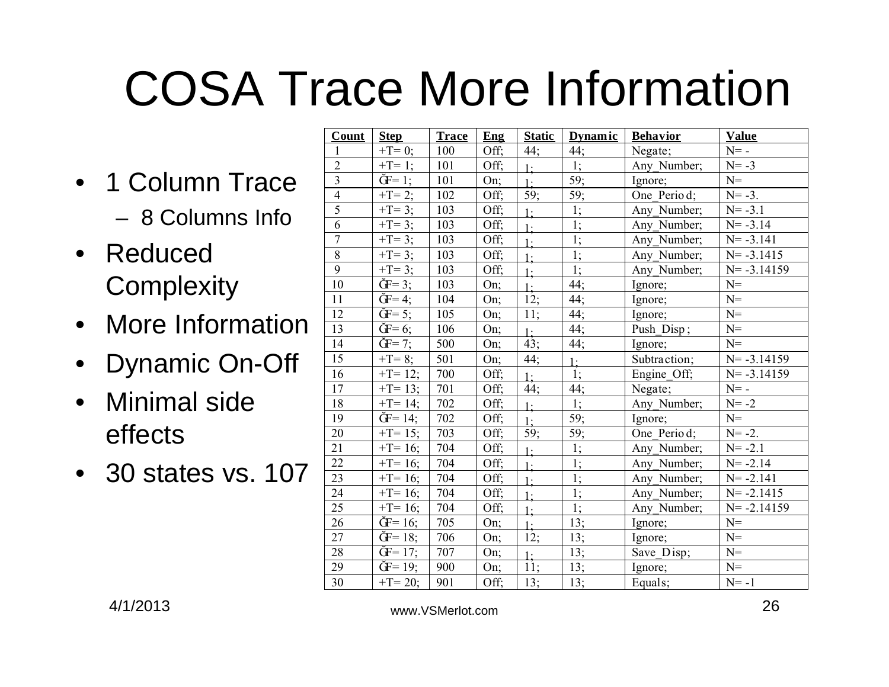# COSA Trace More Information

- 1 Column Trace
  - 8 Columns Info
- Reduced Complexity
- More Information
- Dynamic On-Off
- Minimal side effects
- 30 states vs. 107

| Count | Step | Trace | Eng | Static | Dynamic | Behavior | Value |
|---|---|---|---|---|---|---|---|
| 1 | +T= 0; | 100 | Off; | 44; | 44; | Negate; | N= - |
| 2 | +T= 1; | 101 | Off; | 1; | 1; | Any_Number; | N= -3 |
| 3 | ĞF= 1; | 101 | On; | 1; | 59; | Ignore; | N= |
| 4 | +T= 2; | 102 | Off; | 59; | 59; | One_Period; | N= -3. |
| 5 | +T= 3; | 103 | Off; | 1; | 1; | Any_Number; | N= -3.1 |
| 6 | +T= 3; | 103 | Off; | 1; | 1; | Any_Number; | N= -3.14 |
| 7 | +T= 3; | 103 | Off; | 1; | 1; | Any_Number; | N= -3.141 |
| 8 | +T= 3; | 103 | Off; | 1; | 1; | Any_Number; | N= -3.1415 |
| 9 | +T= 3; | 103 | Off; | 1; | 1; | Any_Number; | N= -3.14159 |
| 10 | ĞF= 3; | 103 | On; | 1; | 44; | Ignore; | N= |
| 11 | ĞF= 4; | 104 | On; | 12; | 44; | Ignore; | N= |
| 12 | ĞF= 5; | 105 | On; | 11; | 44; | Ignore; | N= |
| 13 | ĞF= 6; | 106 | On; | 1; | 44; | Push_Disp; | N= |
| 14 | ĞF= 7; | 500 | On; | 43; | 44; | Ignore; | N= |
| 15 | +T= 8; | 501 | On; | 44; | 1; | Subtraction; | N= -3.14159 |
| 16 | +T= 12; | 700 | Off; | 1; | 1; | Engine_Off; | N= -3.14159 |
| 17 | +T= 13; | 701 | Off; | 44; | 44; | Negate; | N= - |
| 18 | +T= 14; | 702 | Off; | 1; | 1; | Any_Number; | N= -2 |
| 19 | ĞF= 14; | 702 | Off; | 1; | 59; | Ignore; | N= |
| 20 | +T= 15; | 703 | Off; | 59; | 59; | One_Period; | N= -2. |
| 21 | +T= 16; | 704 | Off; | 1; | 1; | Any_Number; | N= -2.1 |
| 22 | +T= 16; | 704 | Off; | 1; | 1; | Any_Number; | N= -2.14 |
| 23 | +T= 16; | 704 | Off; | 1; | 1; | Any_Number; | N= -2.141 |
| 24 | +T= 16; | 704 | Off; | 1; | 1; | Any_Number; | N= -2.1415 |
| 25 | +T= 16; | 704 | Off; | 1; | 1; | Any_Number; | N= -2.14159 |
| 26 | ĞF= 16; | 705 | On; | 1; | 13; | Ignore; | N= |
| 27 | ĞF= 18; | 706 | On; | 12; | 13; | Ignore; | N= |
| 28 | ĞF= 17; | 707 | On; | 1; | 13; | Save_Disp; | N= |
| 29 | ĞF= 19; | 900 | On; | 11; | 13; | Ignore; | N= |
| 30 | +T= 20; | 901 | Off; | 13; | 13; | Equals; | N= -1 |

4/1/2013

www.VSMerlot.com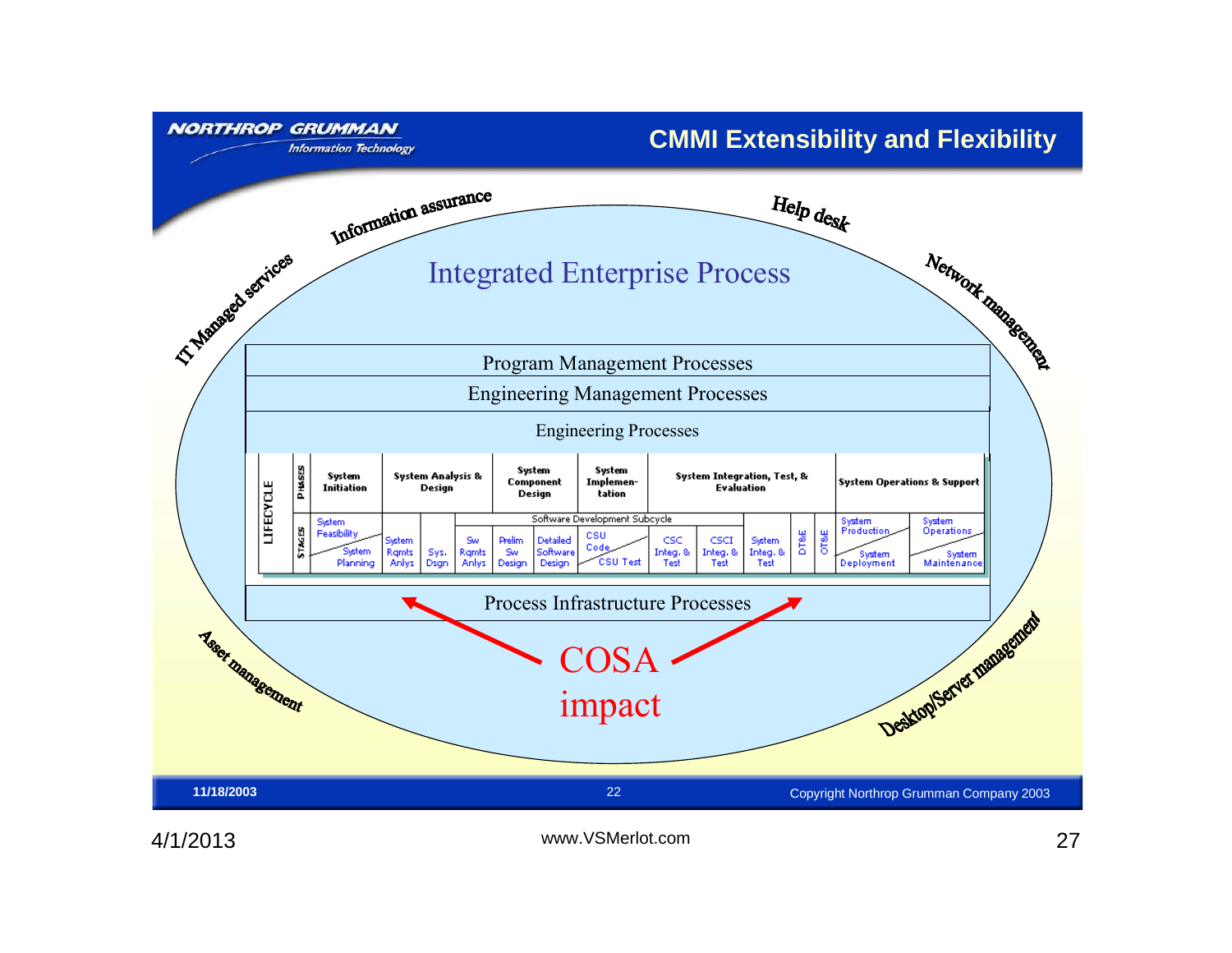## CMMI Extensibility and Flexibility

Information assurance — Help desk — IT Managed services — Network management — Asset management — Desktop/Server management

### Integrated Enterprise Process

Program Management Processes

Engineering Management Processes

Engineering Processes

| LIFECYCLE | | | | | | | | | | | | | | |
|---|---|---|---|---|---|---|---|---|---|---|---|---|---|---|
| PHASES | System Initiation | System Analysis & Design | | System Component Design | | System Implementation | System Integration, Test, & Evaluation | | | | | | System Operations & Support | |
| | | | | Software Development Subcycle | | | | | | | | | | |
| STAGES | System Feasibility / System Planning | System Rqmts Anlys | Sys. Dsgn | Sw Rqmts Anlys | Prelim Sw Design | Detailed Software Design | CSU Code / CSU Test | CSC Integ. & Test | CSCI Integ. & Test | System Integ. & Test | DT&E | OT&E | System Production / System Deployment | System Operations / System Maintenance |

Process Infrastructure Processes

COSA impact

11/18/2003 — Copyright Northrop Grumman Company 2003

4/1/2013 www.VSMerlot.com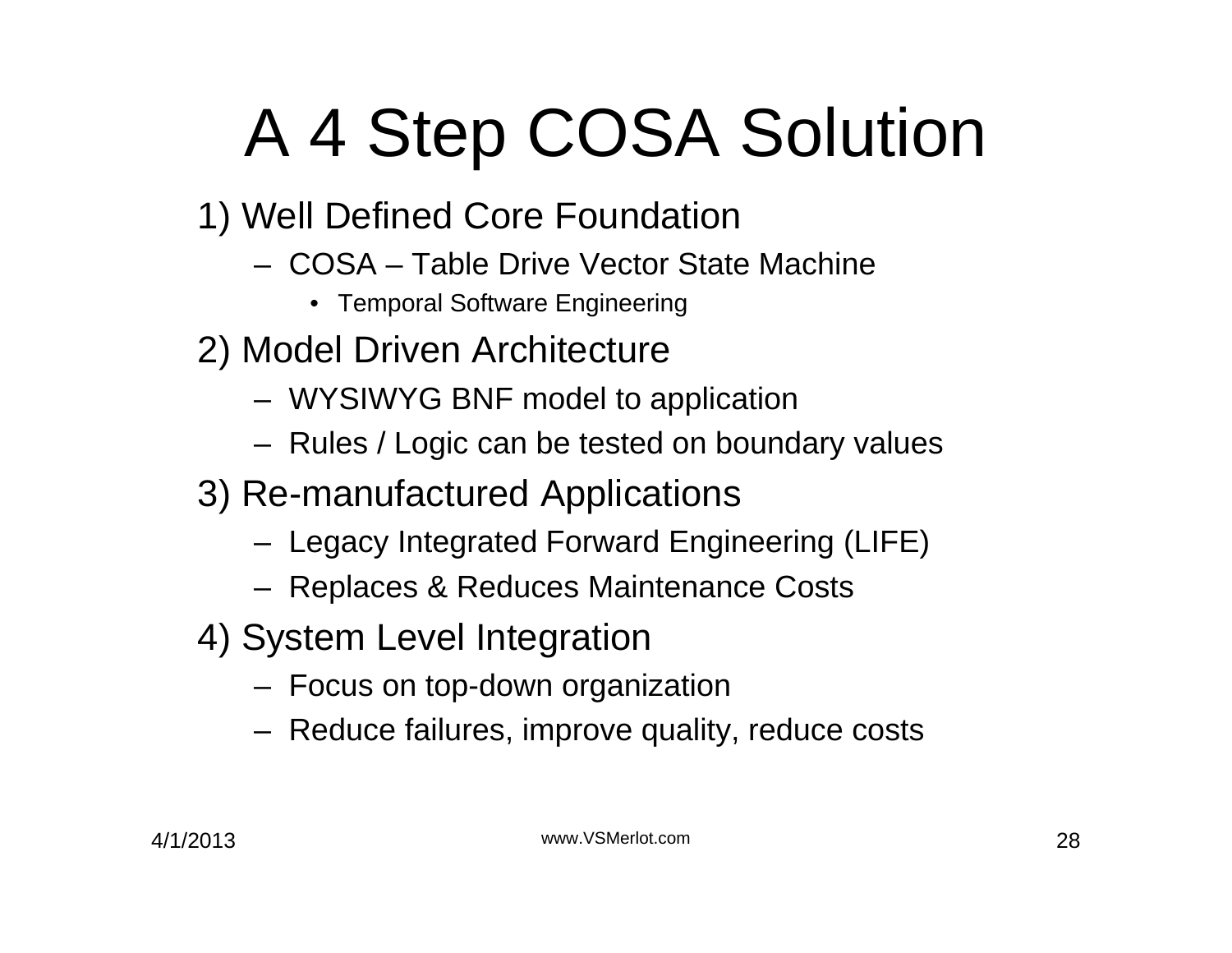# A 4 Step COSA Solution

1) Well Defined Core Foundation
   - COSA – Table Drive Vector State Machine
     - Temporal Software Engineering

2) Model Driven Architecture
   - WYSIWYG BNF model to application
   - Rules / Logic can be tested on boundary values

3) Re-manufactured Applications
   - Legacy Integrated Forward Engineering (LIFE)
   - Replaces & Reduces Maintenance Costs

4) System Level Integration
   - Focus on top-down organization
   - Reduce failures, improve quality, reduce costs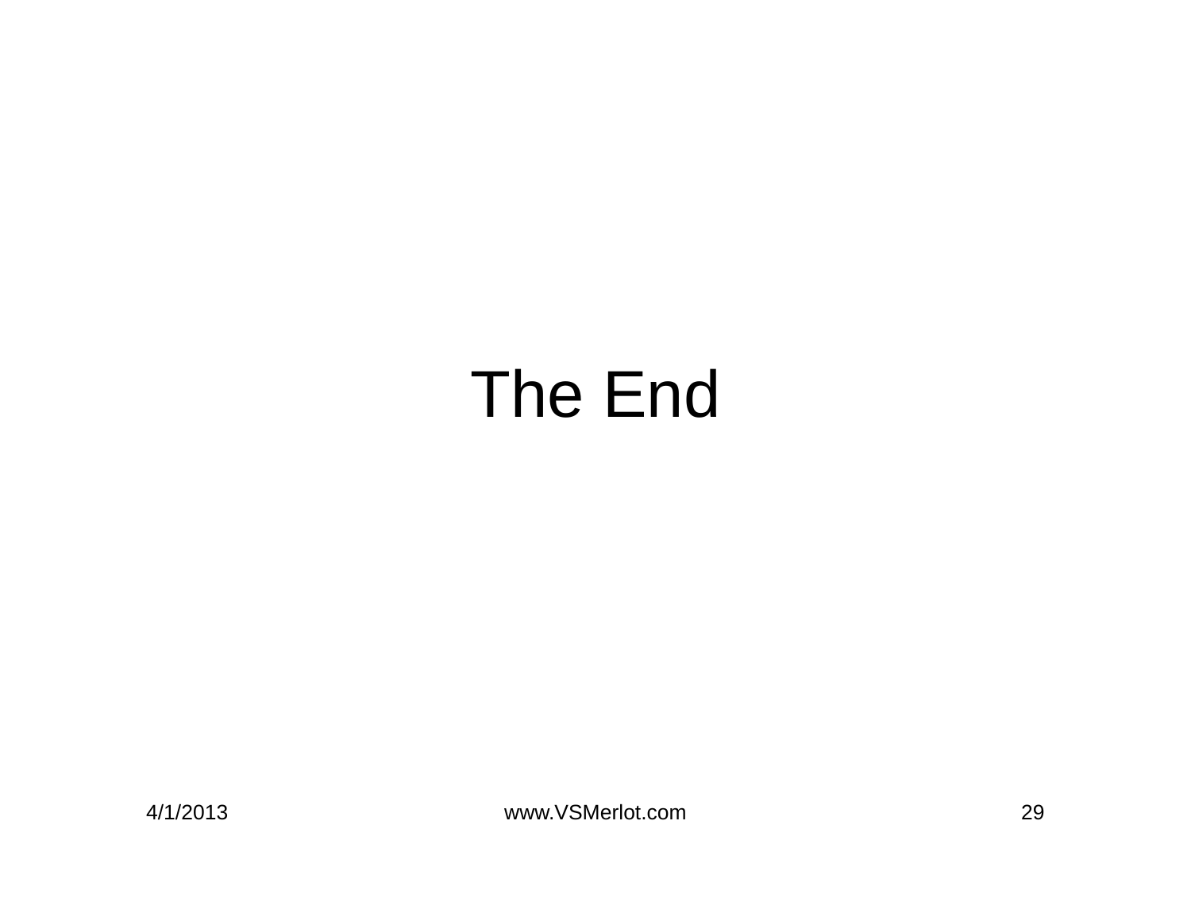# The End